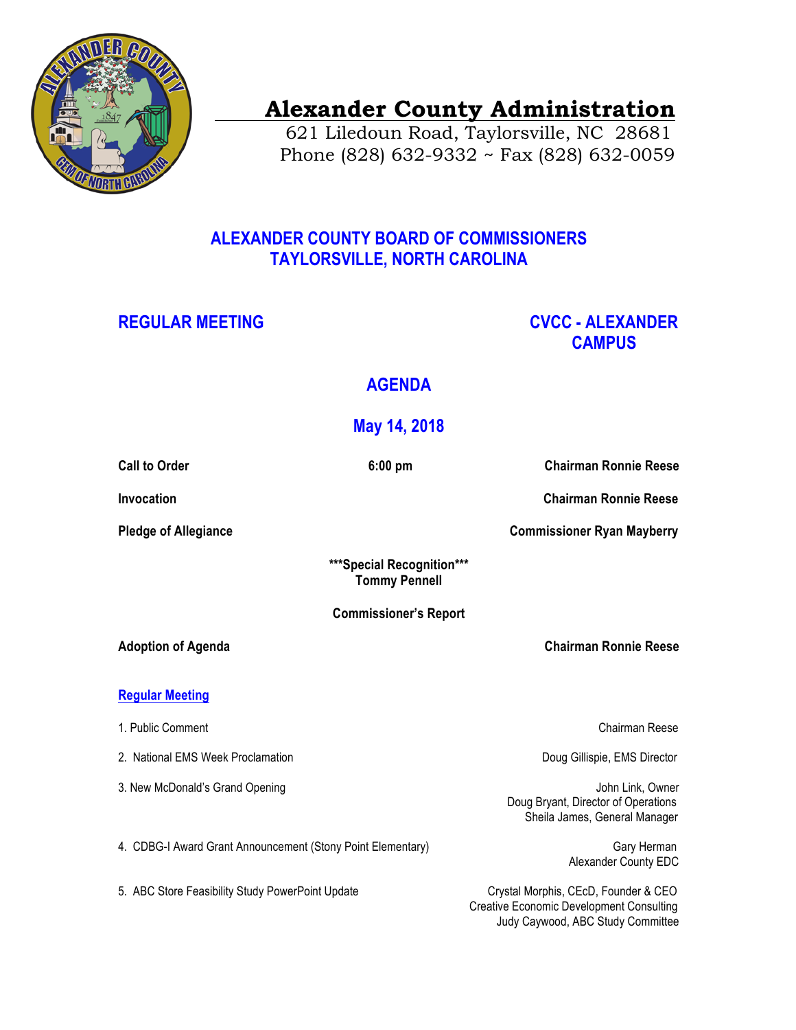# Alexander County Administration

621 Liledoun Road, Taylorsville, NC 28681
Phone (828) 632-9332 ~ Fax (828) 632-0059

## ALEXANDER COUNTY BOARD OF COMMISSIONERS
## TAYLORSVILLE, NORTH CAROLINA

**REGULAR MEETING** — **CVCC - ALEXANDER CAMPUS**

## AGENDA

## May 14, 2018

**Call to Order** — **6:00 pm** — **Chairman Ronnie Reese**

**Invocation** — **Chairman Ronnie Reese**

**Pledge of Allegiance** — **Commissioner Ryan Mayberry**

**\*\*\*Special Recognition\*\*\***
**Tommy Pennell**

**Commissioner's Report**

**Adoption of Agenda** — **Chairman Ronnie Reese**

### Regular Meeting

1. Public Comment — Chairman Reese
2. National EMS Week Proclamation — Doug Gillispie, EMS Director
3. New McDonald's Grand Opening — John Link, Owner; Doug Bryant, Director of Operations; Sheila James, General Manager
4. CDBG-I Award Grant Announcement (Stony Point Elementary) — Gary Herman, Alexander County EDC
5. ABC Store Feasibility Study PowerPoint Update — Crystal Morphis, CEcD, Founder & CEO, Creative Economic Development Consulting; Judy Caywood, ABC Study Committee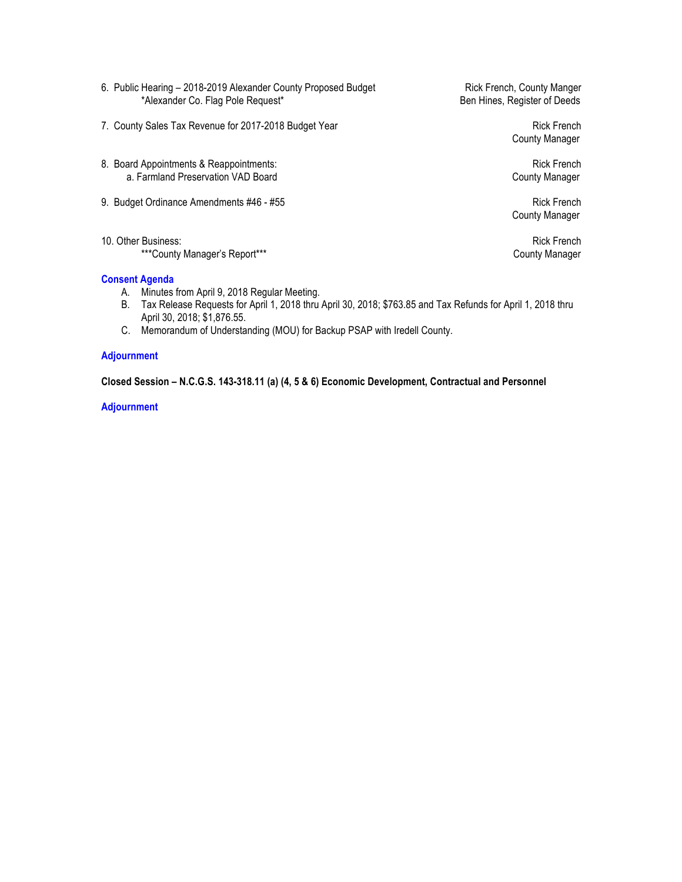6. Public Hearing – 2018-2019 Alexander County Proposed Budget — Rick French, County Manger
   *Alexander Co. Flag Pole Request* — Ben Hines, Register of Deeds

7. County Sales Tax Revenue for 2017-2018 Budget Year — Rick French, County Manager

8. Board Appointments & Reappointments: — Rick French, County Manager
   a. Farmland Preservation VAD Board

9. Budget Ordinance Amendments #46 - #55 — Rick French, County Manager

10. Other Business: — Rick French, County Manager
    ***County Manager's Report***

**Consent Agenda**

A. Minutes from April 9, 2018 Regular Meeting.
B. Tax Release Requests for April 1, 2018 thru April 30, 2018; $763.85 and Tax Refunds for April 1, 2018 thru April 30, 2018; $1,876.55.
C. Memorandum of Understanding (MOU) for Backup PSAP with Iredell County.

**Adjournment**

**Closed Session – N.C.G.S. 143-318.11 (a) (4, 5 & 6) Economic Development, Contractual and Personnel**

**Adjournment**